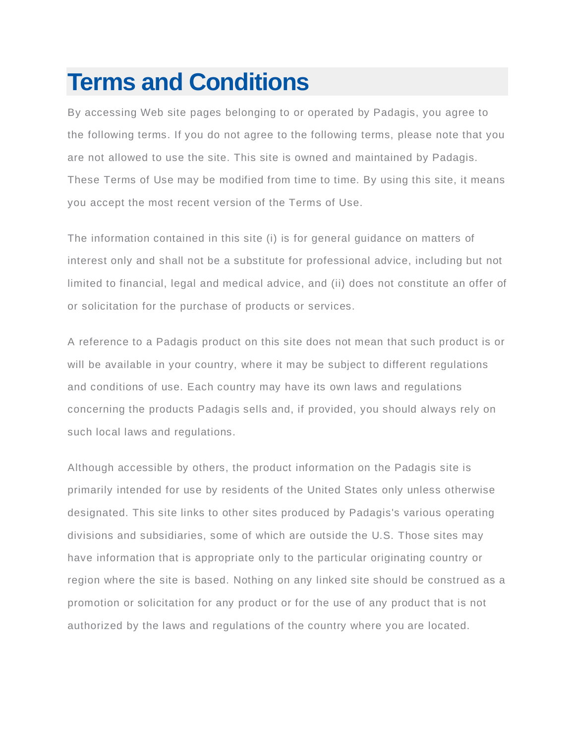# Terms and Conditions

By accessing Web site pages belonging to or operated by Padagis, you agree to the following terms. If you do not agree to the following terms, please note that you are not allowed to use the site. This site is owned and maintained by Padagis. These Terms of Use may be modified from time to time. By using this site, it means you accept the most recent version of the Terms of Use.

The information contained in this site (i) is for general guidance on matters of interest only and shall not be a substitute for professional advice, including but not limited to financial, legal and medical advice, and (ii) does not constitute an offer of or solicitation for the purchase of products or services.

A reference to a Padagis product on this site does not mean that such product is or will be available in your country, where it may be subject to different regulations and conditions of use. Each country may have its own laws and regulations concerning the products Padagis sells and, if provided, you should always rely on such local laws and regulations.

Although accessible by others, the product information on the Padagis site is primarily intended for use by residents of the United States only unless otherwise designated. This site links to other sites produced by Padagis's various operating divisions and subsidiaries, some of which are outside the U.S. Those sites may have information that is appropriate only to the particular originating country or region where the site is based. Nothing on any linked site should be construed as a promotion or solicitation for any product or for the use of any product that is not authorized by the laws and regulations of the country where you are located.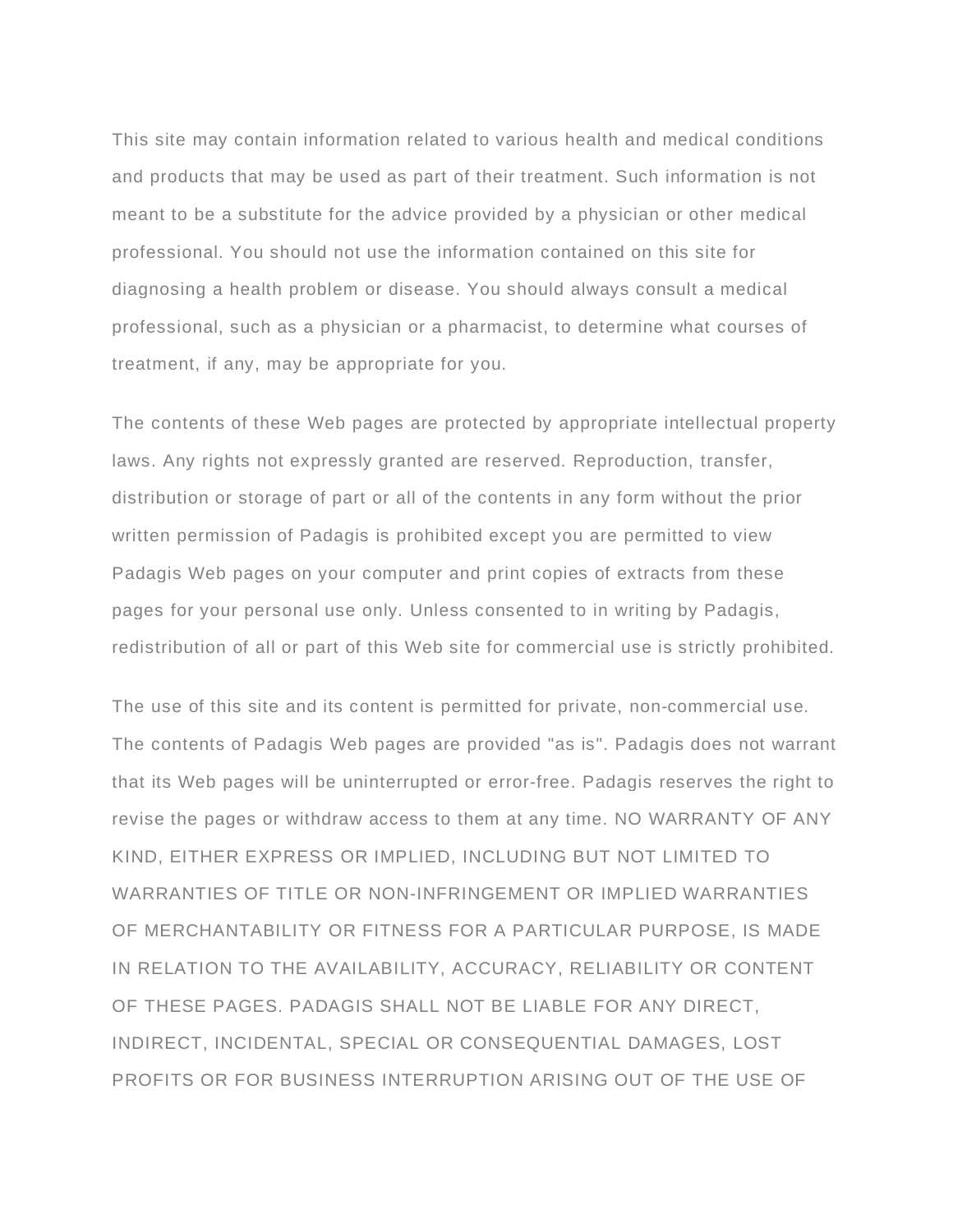This site may contain information related to various health and medical conditions and products that may be used as part of their treatment. Such information is not meant to be a substitute for the advice provided by a physician or other medical professional. You should not use the information contained on this site for diagnosing a health problem or disease. You should always consult a medical professional, such as a physician or a pharmacist, to determine what courses of treatment, if any, may be appropriate for you.

The contents of these Web pages are protected by appropriate intellectual property laws. Any rights not expressly granted are reserved. Reproduction, transfer, distribution or storage of part or all of the contents in any form without the prior written permission of Padagis is prohibited except you are permitted to view Padagis Web pages on your computer and print copies of extracts from these pages for your personal use only. Unless consented to in writing by Padagis, redistribution of all or part of this Web site for commercial use is strictly prohibited.

The use of this site and its content is permitted for private, non-commercial use. The contents of Padagis Web pages are provided "as is". Padagis does not warrant that its Web pages will be uninterrupted or error-free. Padagis reserves the right to revise the pages or withdraw access to them at any time. NO WARRANTY OF ANY KIND, EITHER EXPRESS OR IMPLIED, INCLUDING BUT NOT LIMITED TO WARRANTIES OF TITLE OR NON-INFRINGEMENT OR IMPLIED WARRANTIES OF MERCHANTABILITY OR FITNESS FOR A PARTICULAR PURPOSE, IS MADE IN RELATION TO THE AVAILABILITY, ACCURACY, RELIABILITY OR CONTENT OF THESE PAGES. PADAGIS SHALL NOT BE LIABLE FOR ANY DIRECT, INDIRECT, INCIDENTAL, SPECIAL OR CONSEQUENTIAL DAMAGES, LOST PROFITS OR FOR BUSINESS INTERRUPTION ARISING OUT OF THE USE OF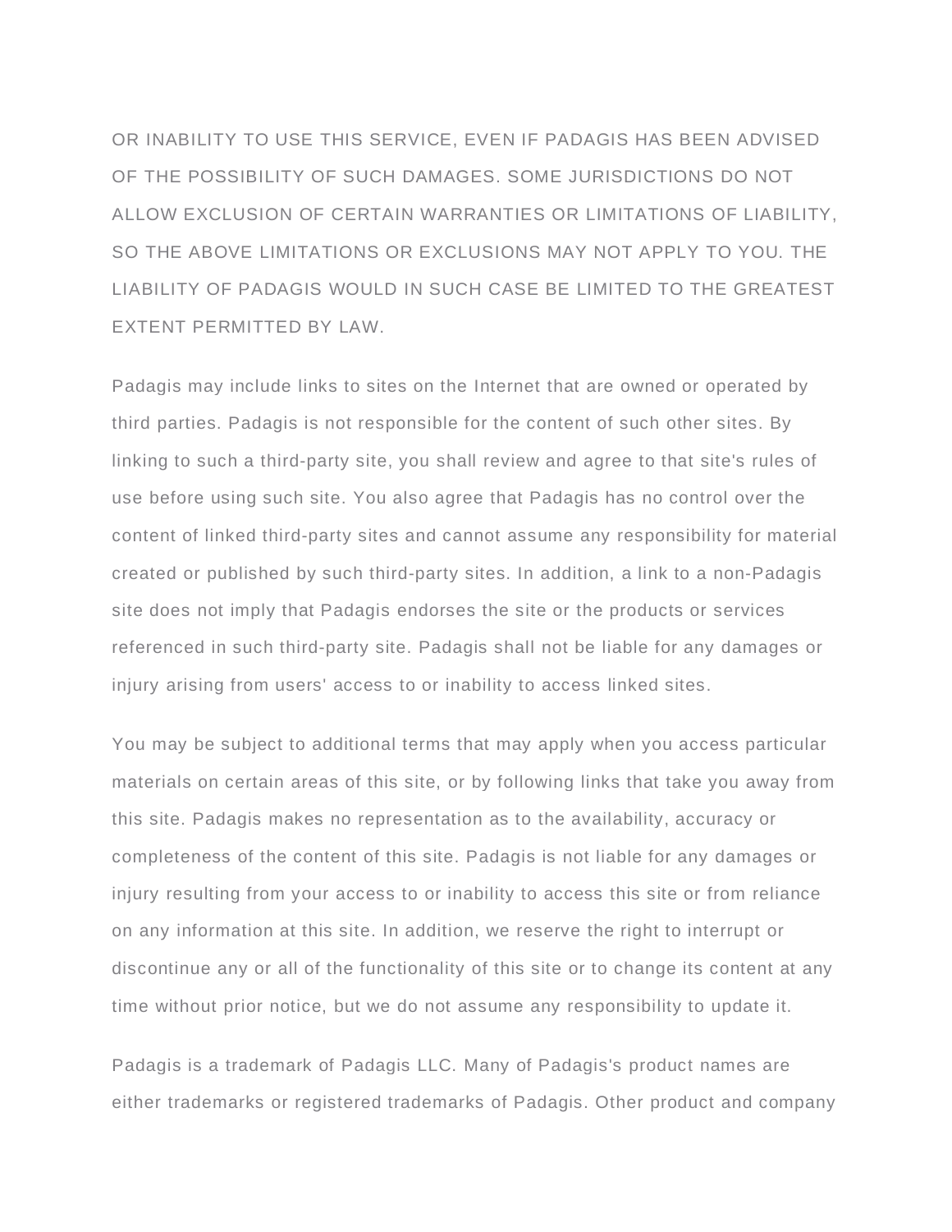OR INABILITY TO USE THIS SERVICE, EVEN IF PADAGIS HAS BEEN ADVISED OF THE POSSIBILITY OF SUCH DAMAGES. SOME JURISDICTIONS DO NOT ALLOW EXCLUSION OF CERTAIN WARRANTIES OR LIMITATIONS OF LIABILITY, SO THE ABOVE LIMITATIONS OR EXCLUSIONS MAY NOT APPLY TO YOU. THE LIABILITY OF PADAGIS WOULD IN SUCH CASE BE LIMITED TO THE GREATEST EXTENT PERMITTED BY LAW.

Padagis may include links to sites on the Internet that are owned or operated by third parties. Padagis is not responsible for the content of such other sites. By linking to such a third-party site, you shall review and agree to that site's rules of use before using such site. You also agree that Padagis has no control over the content of linked third-party sites and cannot assume any responsibility for material created or published by such third-party sites. In addition, a link to a non-Padagis site does not imply that Padagis endorses the site or the products or services referenced in such third-party site. Padagis shall not be liable for any damages or injury arising from users' access to or inability to access linked sites.

You may be subject to additional terms that may apply when you access particular materials on certain areas of this site, or by following links that take you away from this site. Padagis makes no representation as to the availability, accuracy or completeness of the content of this site. Padagis is not liable for any damages or injury resulting from your access to or inability to access this site or from reliance on any information at this site. In addition, we reserve the right to interrupt or discontinue any or all of the functionality of this site or to change its content at any time without prior notice, but we do not assume any responsibility to update it.

Padagis is a trademark of Padagis LLC. Many of Padagis's product names are either trademarks or registered trademarks of Padagis. Other product and company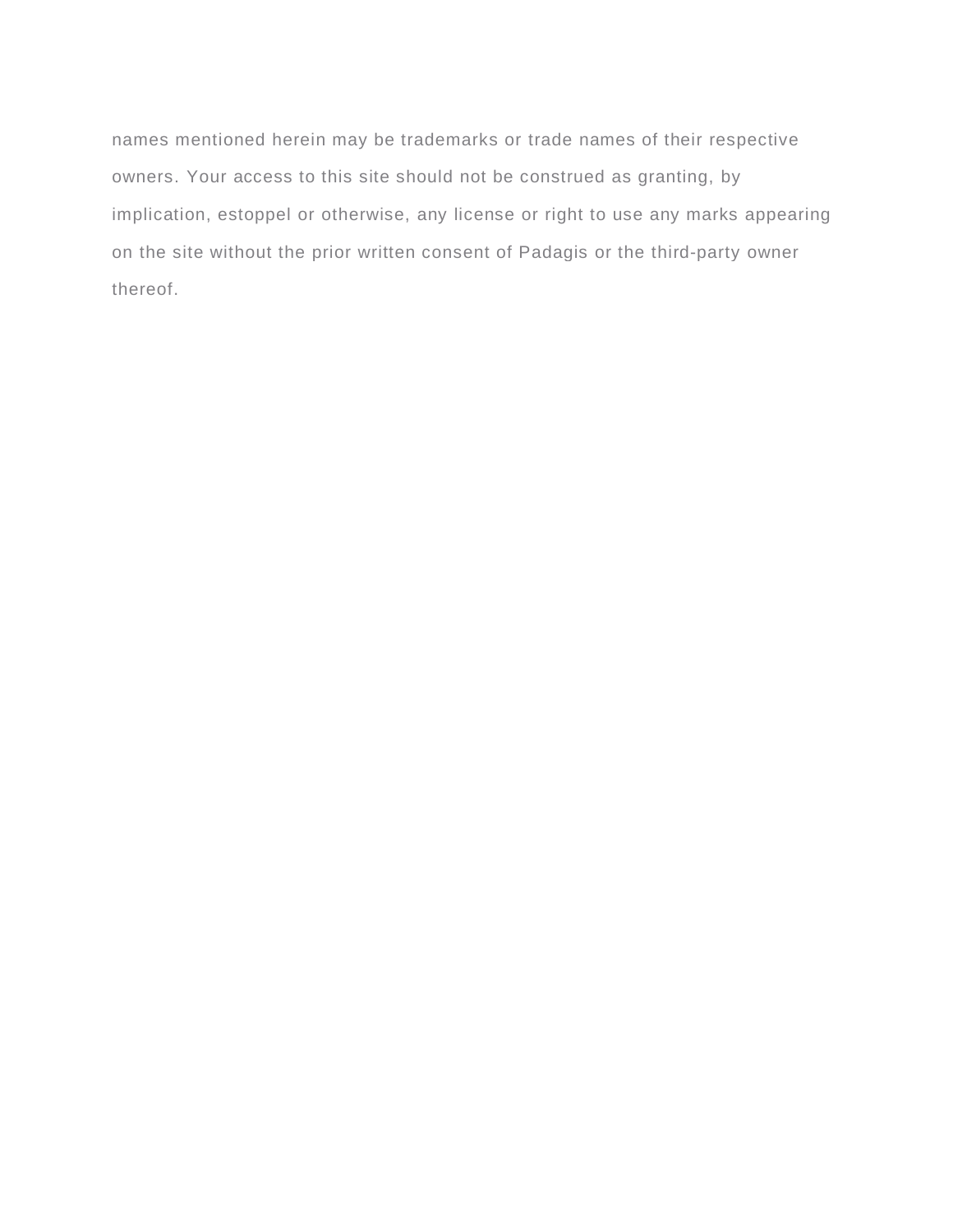names mentioned herein may be trademarks or trade names of their respective owners. Your access to this site should not be construed as granting, by implication, estoppel or otherwise, any license or right to use any marks appearing on the site without the prior written consent of Padagis or the third-party owner thereof.